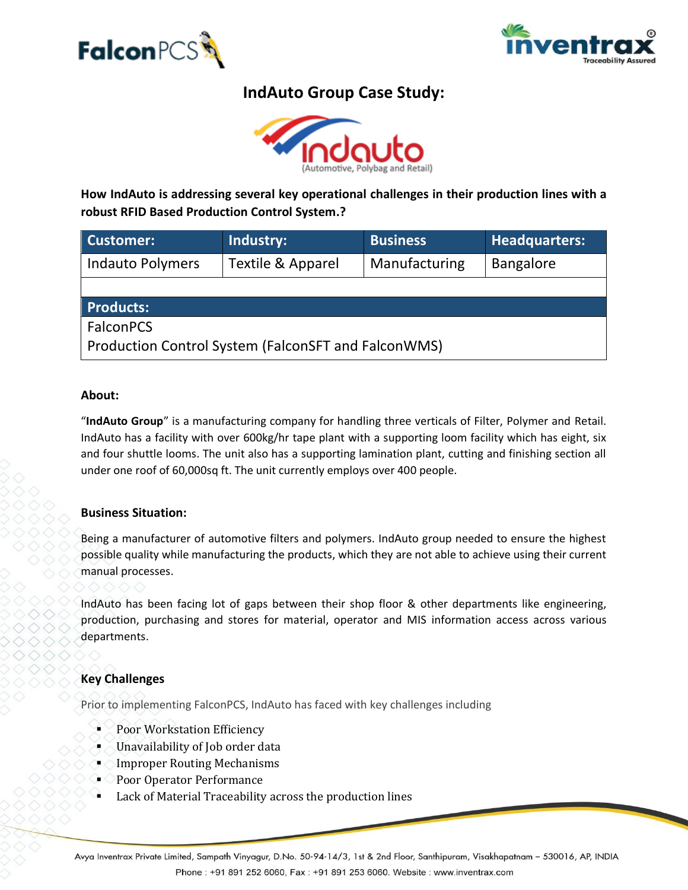# IndAuto Group Case Study:

**How IndAuto is addressing several key operational challenges in their production lines with a robust RFID Based Production Control System.?**

| Customer: | Industry: | Business | Headquarters: |
|---|---|---|---|
| Indauto Polymers | Textile & Apparel | Manufacturing | Bangalore |

| Products: |
|---|
| FalconPCS<br>Production Control System (FalconSFT and FalconWMS) |

### About:

"**IndAuto Group**" is a manufacturing company for handling three verticals of Filter, Polymer and Retail. IndAuto has a facility with over 600kg/hr tape plant with a supporting loom facility which has eight, six and four shuttle looms. The unit also has a supporting lamination plant, cutting and finishing section all under one roof of 60,000sq ft. The unit currently employs over 400 people.

### Business Situation:

Being a manufacturer of automotive filters and polymers. IndAuto group needed to ensure the highest possible quality while manufacturing the products, which they are not able to achieve using their current manual processes.

IndAuto has been facing lot of gaps between their shop floor & other departments like engineering, production, purchasing and stores for material, operator and MIS information access across various departments.

### Key Challenges

Prior to implementing FalconPCS, IndAuto has faced with key challenges including

- Poor Workstation Efficiency
- Unavailability of Job order data
- Improper Routing Mechanisms
- Poor Operator Performance
- Lack of Material Traceability across the production lines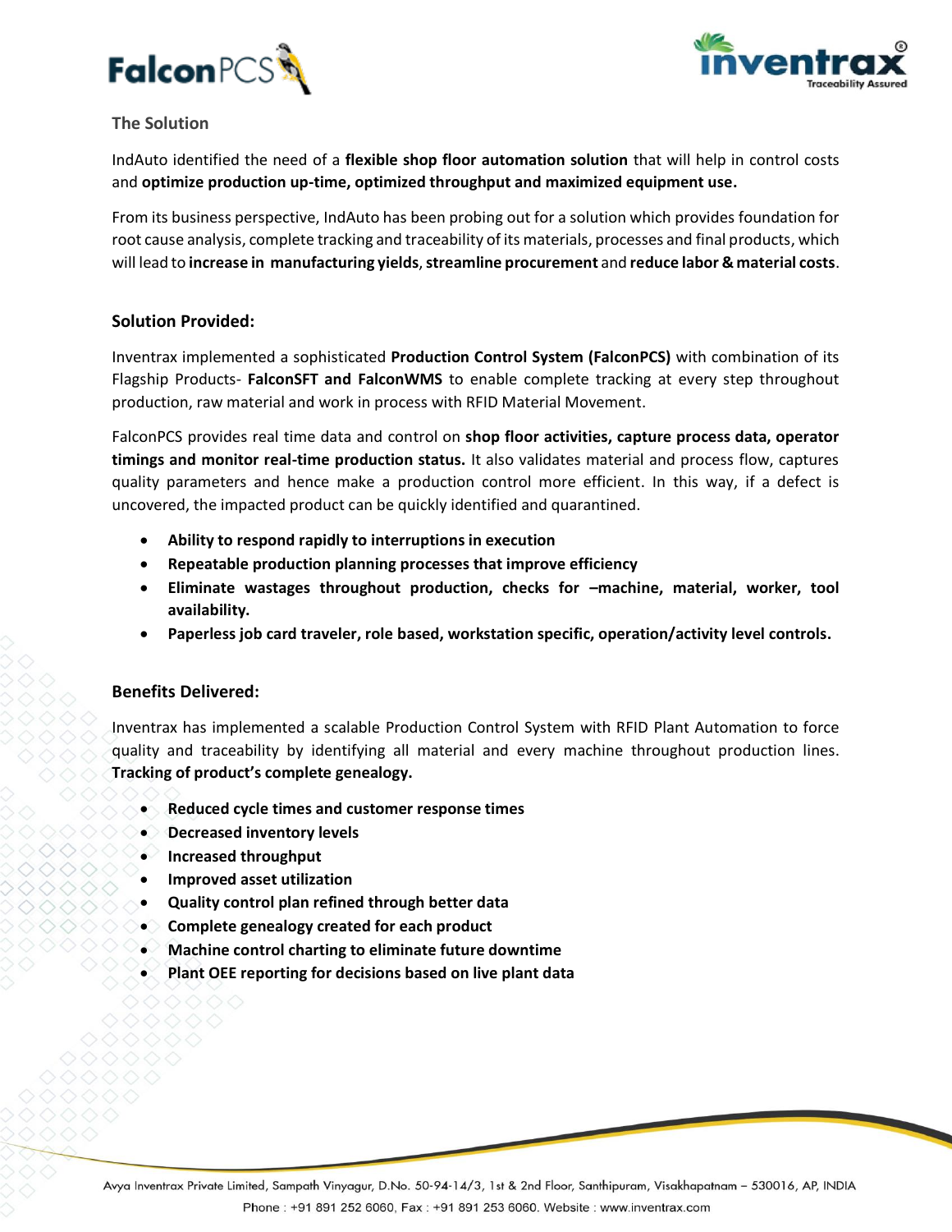## The Solution

IndAuto identified the need of a **flexible shop floor automation solution** that will help in control costs and **optimize production up-time, optimized throughput and maximized equipment use.**

From its business perspective, IndAuto has been probing out for a solution which provides foundation for root cause analysis, complete tracking and traceability of its materials, processes and final products, which will lead to **increase in manufacturing yields**, **streamline procurement** and **reduce labor & material costs**.

### Solution Provided:

Inventrax implemented a sophisticated **Production Control System (FalconPCS)** with combination of its Flagship Products- **FalconSFT and FalconWMS** to enable complete tracking at every step throughout production, raw material and work in process with RFID Material Movement.

FalconPCS provides real time data and control on **shop floor activities, capture process data, operator timings and monitor real-time production status.** It also validates material and process flow, captures quality parameters and hence make a production control more efficient. In this way, if a defect is uncovered, the impacted product can be quickly identified and quarantined.

- **Ability to respond rapidly to interruptions in execution**
- **Repeatable production planning processes that improve efficiency**
- **Eliminate wastages throughout production, checks for –machine, material, worker, tool availability.**
- **Paperless job card traveler, role based, workstation specific, operation/activity level controls.**

### Benefits Delivered:

Inventrax has implemented a scalable Production Control System with RFID Plant Automation to force quality and traceability by identifying all material and every machine throughout production lines. **Tracking of product's complete genealogy.**

- **Reduced cycle times and customer response times**
- **Decreased inventory levels**
- **Increased throughput**
- **Improved asset utilization**
- **Quality control plan refined through better data**
- **Complete genealogy created for each product**
- **Machine control charting to eliminate future downtime**
- **Plant OEE reporting for decisions based on live plant data**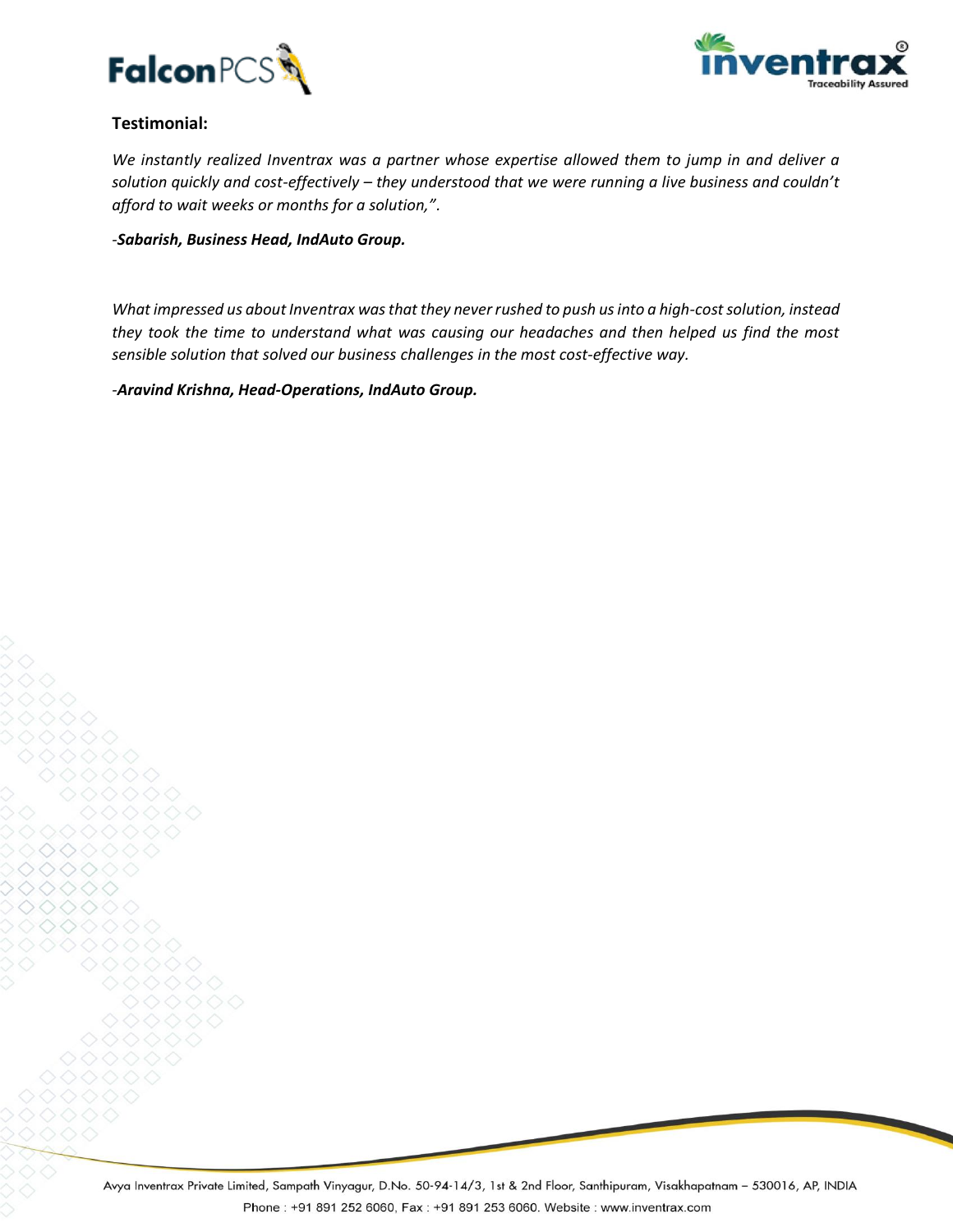**Testimonial:**

*We instantly realized Inventrax was a partner whose expertise allowed them to jump in and deliver a solution quickly and cost-effectively – they understood that we were running a live business and couldn't afford to wait weeks or months for a solution,".*

-***Sabarish, Business Head, IndAuto Group.***

*What impressed us about Inventrax was that they never rushed to push us into a high-cost solution, instead they took the time to understand what was causing our headaches and then helped us find the most sensible solution that solved our business challenges in the most cost-effective way.*

-***Aravind Krishna, Head-Operations, IndAuto Group.***